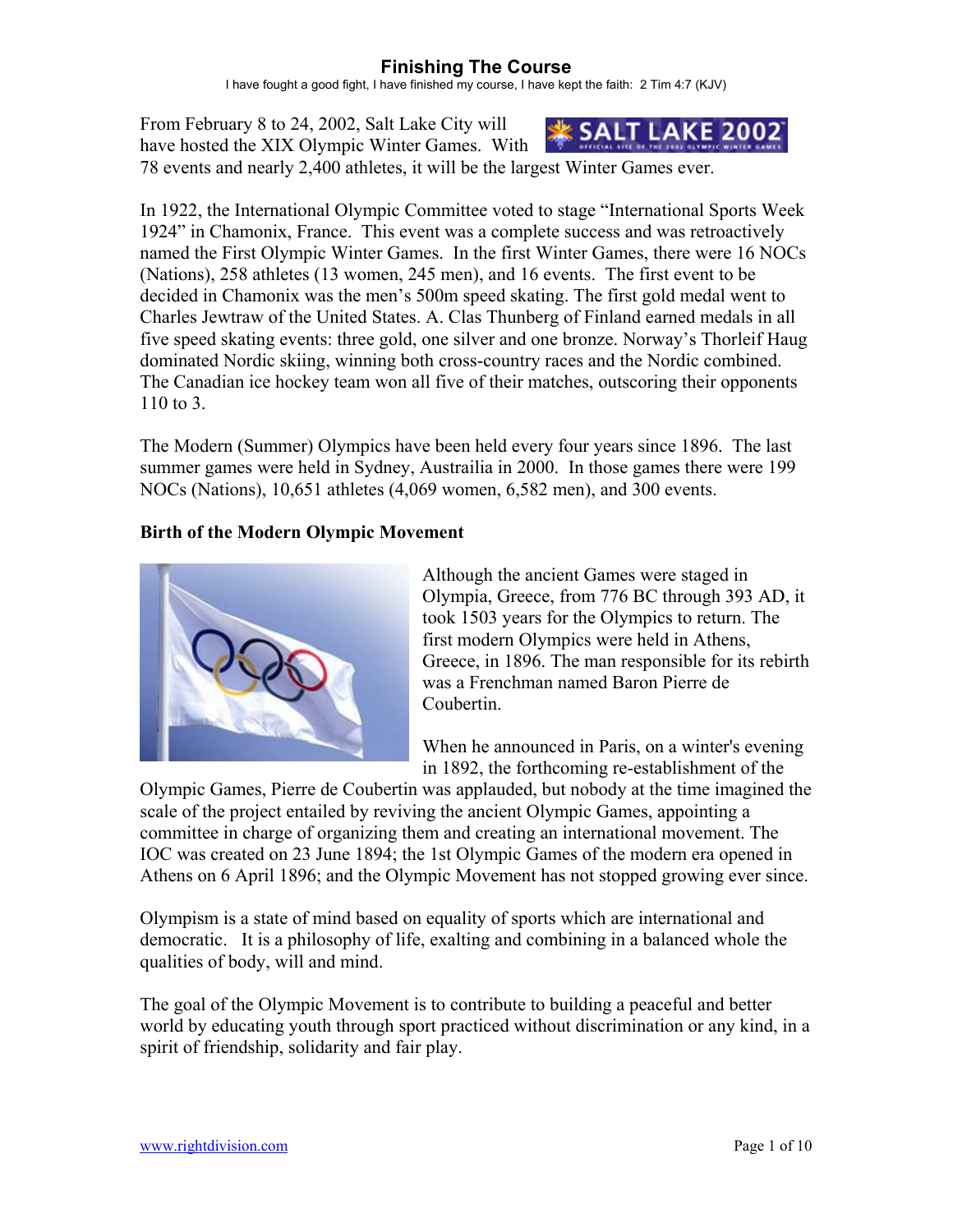# Finishing The Course

I have fought a good fight, I have finished my course, I have kept the faith: 2 Tim 4:7 (KJV)

From February 8 to 24, 2002, Salt Lake City will have hosted the XIX Olympic Winter Games. With 78 events and nearly 2,400 athletes, it will be the largest Winter Games ever.

In 1922, the International Olympic Committee voted to stage "International Sports Week 1924" in Chamonix, France. This event was a complete success and was retroactively named the First Olympic Winter Games. In the first Winter Games, there were 16 NOCs (Nations), 258 athletes (13 women, 245 men), and 16 events. The first event to be decided in Chamonix was the men's 500m speed skating. The first gold medal went to Charles Jewtraw of the United States. A. Clas Thunberg of Finland earned medals in all five speed skating events: three gold, one silver and one bronze. Norway's Thorleif Haug dominated Nordic skiing, winning both cross-country races and the Nordic combined. The Canadian ice hockey team won all five of their matches, outscoring their opponents 110 to 3.

The Modern (Summer) Olympics have been held every four years since 1896. The last summer games were held in Sydney, Austrailia in 2000. In those games there were 199 NOCs (Nations), 10,651 athletes (4,069 women, 6,582 men), and 300 events.

**Birth of the Modern Olympic Movement**

Although the ancient Games were staged in Olympia, Greece, from 776 BC through 393 AD, it took 1503 years for the Olympics to return. The first modern Olympics were held in Athens, Greece, in 1896. The man responsible for its rebirth was a Frenchman named Baron Pierre de Coubertin.

When he announced in Paris, on a winter's evening in 1892, the forthcoming re-establishment of the Olympic Games, Pierre de Coubertin was applauded, but nobody at the time imagined the scale of the project entailed by reviving the ancient Olympic Games, appointing a committee in charge of organizing them and creating an international movement. The IOC was created on 23 June 1894; the 1st Olympic Games of the modern era opened in Athens on 6 April 1896; and the Olympic Movement has not stopped growing ever since.

Olympism is a state of mind based on equality of sports which are international and democratic. It is a philosophy of life, exalting and combining in a balanced whole the qualities of body, will and mind.

The goal of the Olympic Movement is to contribute to building a peaceful and better world by educating youth through sport practiced without discrimination or any kind, in a spirit of friendship, solidarity and fair play.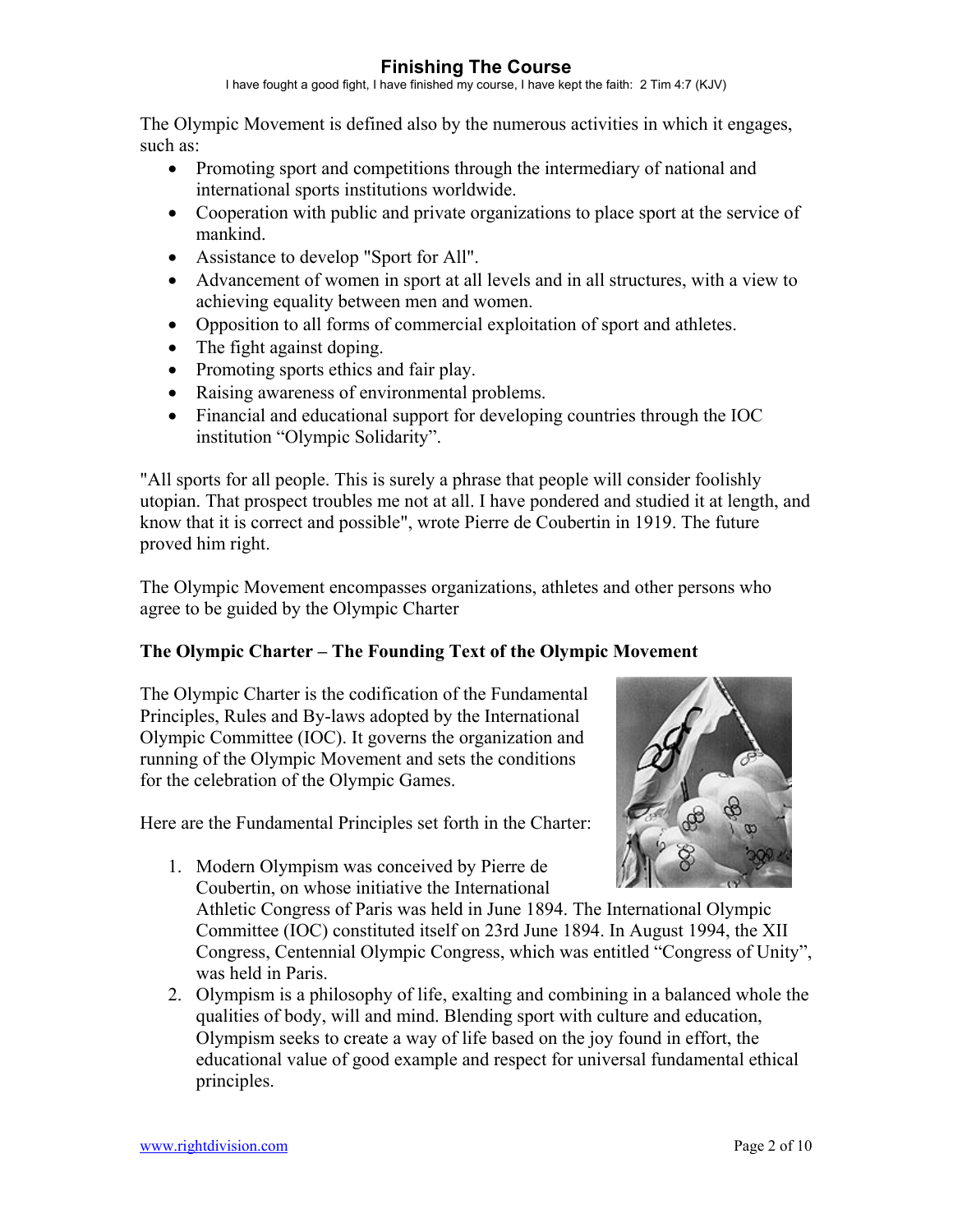The Olympic Movement is defined also by the numerous activities in which it engages, such as:

- Promoting sport and competitions through the intermediary of national and international sports institutions worldwide.
- Cooperation with public and private organizations to place sport at the service of mankind.
- Assistance to develop "Sport for All".
- Advancement of women in sport at all levels and in all structures, with a view to achieving equality between men and women.
- Opposition to all forms of commercial exploitation of sport and athletes.
- The fight against doping.
- Promoting sports ethics and fair play.
- Raising awareness of environmental problems.
- Financial and educational support for developing countries through the IOC institution "Olympic Solidarity".

"All sports for all people. This is surely a phrase that people will consider foolishly utopian. That prospect troubles me not at all. I have pondered and studied it at length, and know that it is correct and possible", wrote Pierre de Coubertin in 1919. The future proved him right.

The Olympic Movement encompasses organizations, athletes and other persons who agree to be guided by the Olympic Charter

**The Olympic Charter – The Founding Text of the Olympic Movement**

The Olympic Charter is the codification of the Fundamental Principles, Rules and By-laws adopted by the International Olympic Committee (IOC). It governs the organization and running of the Olympic Movement and sets the conditions for the celebration of the Olympic Games.

Here are the Fundamental Principles set forth in the Charter:

1. Modern Olympism was conceived by Pierre de Coubertin, on whose initiative the International Athletic Congress of Paris was held in June 1894. The International Olympic Committee (IOC) constituted itself on 23rd June 1894. In August 1994, the XII Congress, Centennial Olympic Congress, which was entitled "Congress of Unity", was held in Paris.
2. Olympism is a philosophy of life, exalting and combining in a balanced whole the qualities of body, will and mind. Blending sport with culture and education, Olympism seeks to create a way of life based on the joy found in effort, the educational value of good example and respect for universal fundamental ethical principles.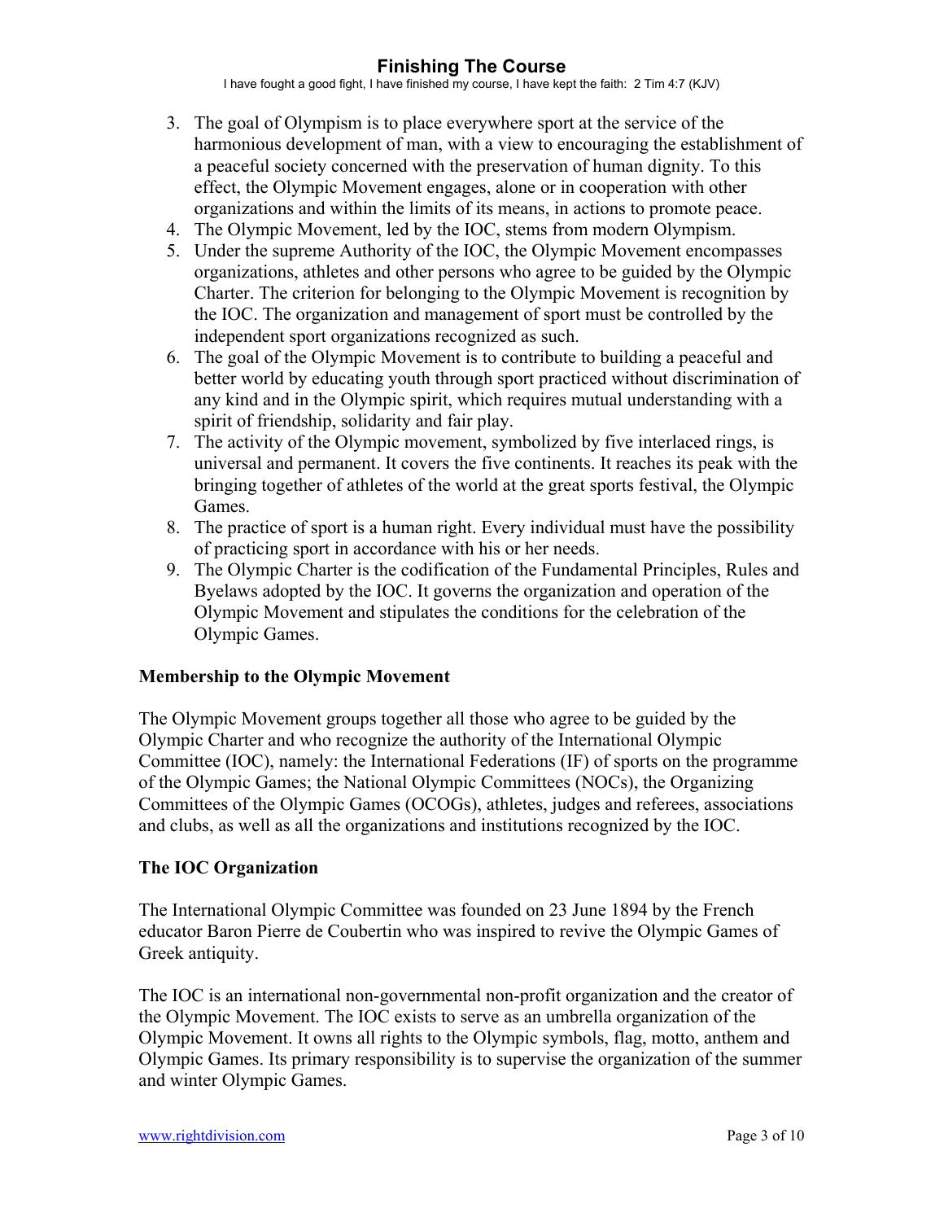3. The goal of Olympism is to place everywhere sport at the service of the harmonious development of man, with a view to encouraging the establishment of a peaceful society concerned with the preservation of human dignity. To this effect, the Olympic Movement engages, alone or in cooperation with other organizations and within the limits of its means, in actions to promote peace.
4. The Olympic Movement, led by the IOC, stems from modern Olympism.
5. Under the supreme Authority of the IOC, the Olympic Movement encompasses organizations, athletes and other persons who agree to be guided by the Olympic Charter. The criterion for belonging to the Olympic Movement is recognition by the IOC. The organization and management of sport must be controlled by the independent sport organizations recognized as such.
6. The goal of the Olympic Movement is to contribute to building a peaceful and better world by educating youth through sport practiced without discrimination of any kind and in the Olympic spirit, which requires mutual understanding with a spirit of friendship, solidarity and fair play.
7. The activity of the Olympic movement, symbolized by five interlaced rings, is universal and permanent. It covers the five continents. It reaches its peak with the bringing together of athletes of the world at the great sports festival, the Olympic Games.
8. The practice of sport is a human right. Every individual must have the possibility of practicing sport in accordance with his or her needs.
9. The Olympic Charter is the codification of the Fundamental Principles, Rules and Byelaws adopted by the IOC. It governs the organization and operation of the Olympic Movement and stipulates the conditions for the celebration of the Olympic Games.

**Membership to the Olympic Movement**

The Olympic Movement groups together all those who agree to be guided by the Olympic Charter and who recognize the authority of the International Olympic Committee (IOC), namely: the International Federations (IF) of sports on the programme of the Olympic Games; the National Olympic Committees (NOCs), the Organizing Committees of the Olympic Games (OCOGs), athletes, judges and referees, associations and clubs, as well as all the organizations and institutions recognized by the IOC.

**The IOC Organization**

The International Olympic Committee was founded on 23 June 1894 by the French educator Baron Pierre de Coubertin who was inspired to revive the Olympic Games of Greek antiquity.

The IOC is an international non-governmental non-profit organization and the creator of the Olympic Movement. The IOC exists to serve as an umbrella organization of the Olympic Movement. It owns all rights to the Olympic symbols, flag, motto, anthem and Olympic Games. Its primary responsibility is to supervise the organization of the summer and winter Olympic Games.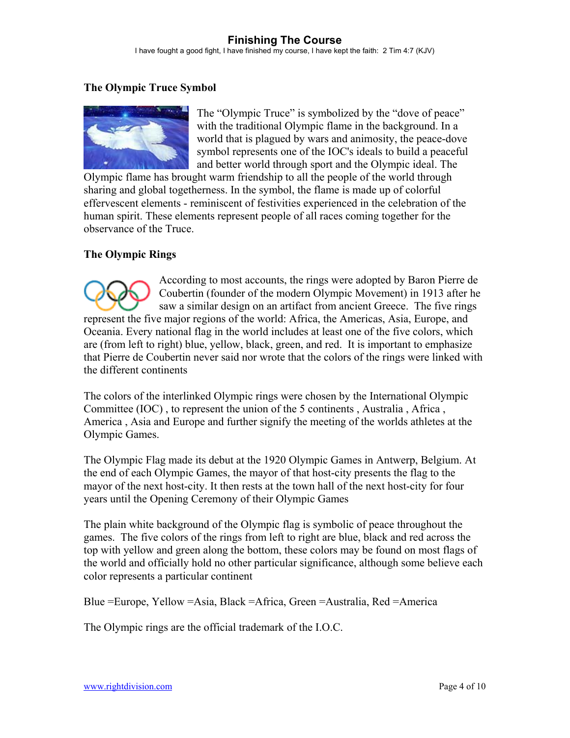## The Olympic Truce Symbol

The "Olympic Truce" is symbolized by the "dove of peace" with the traditional Olympic flame in the background. In a world that is plagued by wars and animosity, the peace-dove symbol represents one of the IOC's ideals to build a peaceful and better world through sport and the Olympic ideal. The Olympic flame has brought warm friendship to all the people of the world through sharing and global togetherness. In the symbol, the flame is made up of colorful effervescent elements - reminiscent of festivities experienced in the celebration of the human spirit. These elements represent people of all races coming together for the observance of the Truce.

## The Olympic Rings

According to most accounts, the rings were adopted by Baron Pierre de Coubertin (founder of the modern Olympic Movement) in 1913 after he saw a similar design on an artifact from ancient Greece. The five rings represent the five major regions of the world: Africa, the Americas, Asia, Europe, and Oceania. Every national flag in the world includes at least one of the five colors, which are (from left to right) blue, yellow, black, green, and red. It is important to emphasize that Pierre de Coubertin never said nor wrote that the colors of the rings were linked with the different continents

The colors of the interlinked Olympic rings were chosen by the International Olympic Committee (IOC) , to represent the union of the 5 continents , Australia , Africa , America , Asia and Europe and further signify the meeting of the worlds athletes at the Olympic Games.

The Olympic Flag made its debut at the 1920 Olympic Games in Antwerp, Belgium. At the end of each Olympic Games, the mayor of that host-city presents the flag to the mayor of the next host-city. It then rests at the town hall of the next host-city for four years until the Opening Ceremony of their Olympic Games

The plain white background of the Olympic flag is symbolic of peace throughout the games. The five colors of the rings from left to right are blue, black and red across the top with yellow and green along the bottom, these colors may be found on most flags of the world and officially hold no other particular significance, although some believe each color represents a particular continent

Blue =Europe, Yellow =Asia, Black =Africa, Green =Australia, Red =America

The Olympic rings are the official trademark of the I.O.C.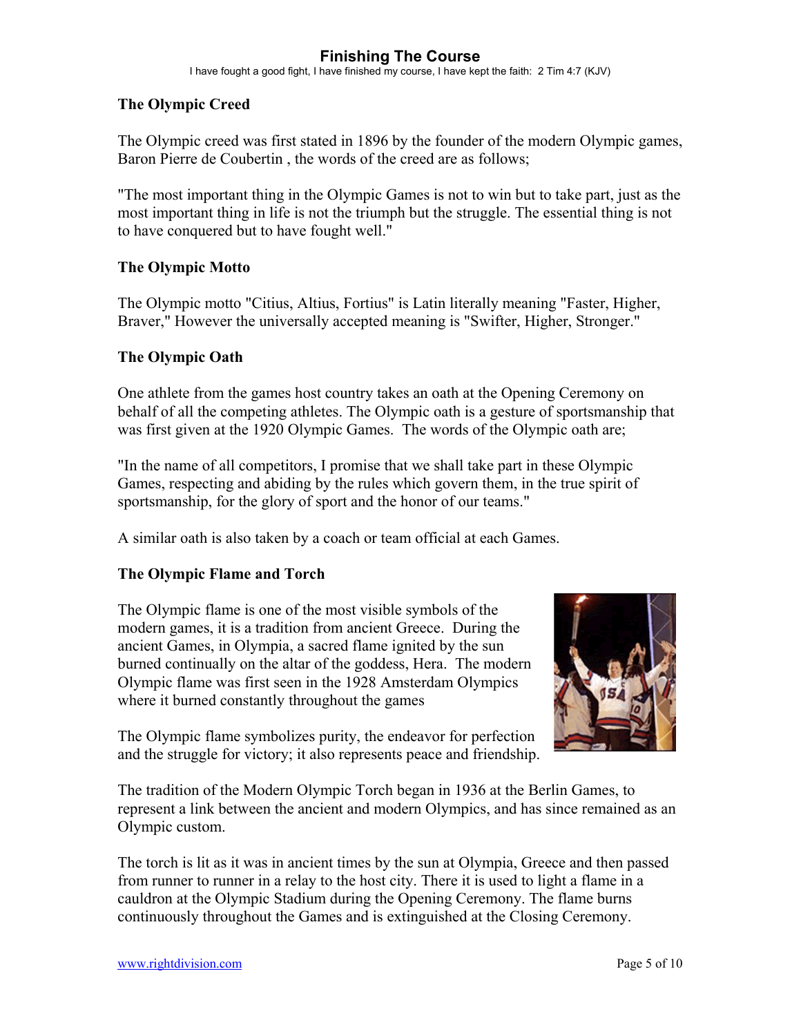### The Olympic Creed

The Olympic creed was first stated in 1896 by the founder of the modern Olympic games, Baron Pierre de Coubertin , the words of the creed are as follows;

"The most important thing in the Olympic Games is not to win but to take part, just as the most important thing in life is not the triumph but the struggle. The essential thing is not to have conquered but to have fought well."

### The Olympic Motto

The Olympic motto "Citius, Altius, Fortius" is Latin literally meaning "Faster, Higher, Braver," However the universally accepted meaning is "Swifter, Higher, Stronger."

### The Olympic Oath

One athlete from the games host country takes an oath at the Opening Ceremony on behalf of all the competing athletes. The Olympic oath is a gesture of sportsmanship that was first given at the 1920 Olympic Games. The words of the Olympic oath are;

"In the name of all competitors, I promise that we shall take part in these Olympic Games, respecting and abiding by the rules which govern them, in the true spirit of sportsmanship, for the glory of sport and the honor of our teams."

A similar oath is also taken by a coach or team official at each Games.

### The Olympic Flame and Torch

The Olympic flame is one of the most visible symbols of the modern games, it is a tradition from ancient Greece. During the ancient Games, in Olympia, a sacred flame ignited by the sun burned continually on the altar of the goddess, Hera. The modern Olympic flame was first seen in the 1928 Amsterdam Olympics where it burned constantly throughout the games

The Olympic flame symbolizes purity, the endeavor for perfection and the struggle for victory; it also represents peace and friendship.

The tradition of the Modern Olympic Torch began in 1936 at the Berlin Games, to represent a link between the ancient and modern Olympics, and has since remained as an Olympic custom.

The torch is lit as it was in ancient times by the sun at Olympia, Greece and then passed from runner to runner in a relay to the host city. There it is used to light a flame in a cauldron at the Olympic Stadium during the Opening Ceremony. The flame burns continuously throughout the Games and is extinguished at the Closing Ceremony.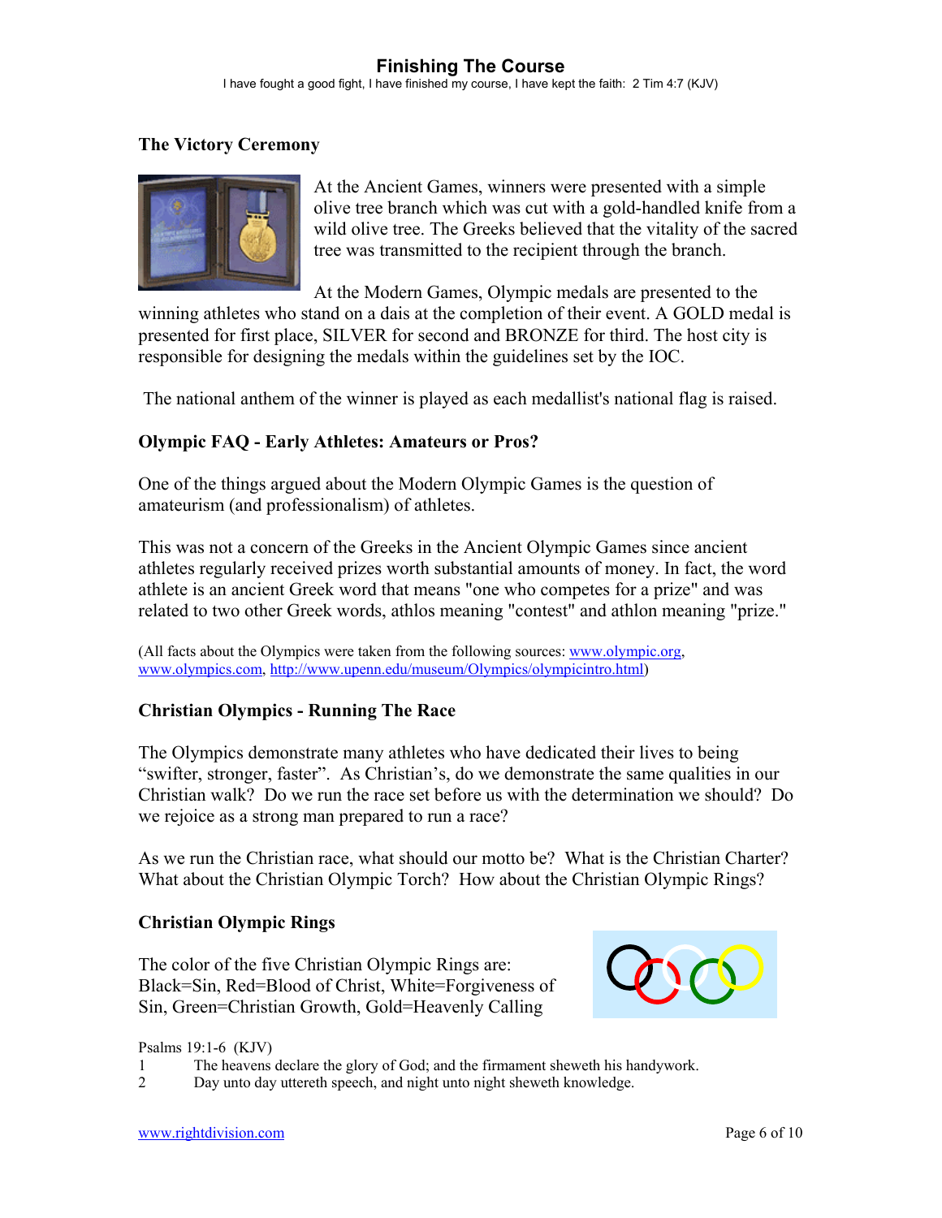### The Victory Ceremony

At the Ancient Games, winners were presented with a simple olive tree branch which was cut with a gold-handled knife from a wild olive tree. The Greeks believed that the vitality of the sacred tree was transmitted to the recipient through the branch.

At the Modern Games, Olympic medals are presented to the winning athletes who stand on a dais at the completion of their event. A GOLD medal is presented for first place, SILVER for second and BRONZE for third. The host city is responsible for designing the medals within the guidelines set by the IOC.

The national anthem of the winner is played as each medallist's national flag is raised.

### Olympic FAQ - Early Athletes: Amateurs or Pros?

One of the things argued about the Modern Olympic Games is the question of amateurism (and professionalism) of athletes.

This was not a concern of the Greeks in the Ancient Olympic Games since ancient athletes regularly received prizes worth substantial amounts of money. In fact, the word athlete is an ancient Greek word that means "one who competes for a prize" and was related to two other Greek words, athlos meaning "contest" and athlon meaning "prize."

(All facts about the Olympics were taken from the following sources: www.olympic.org, www.olympics.com, http://www.upenn.edu/museum/Olympics/olympicintro.html)

### Christian Olympics - Running The Race

The Olympics demonstrate many athletes who have dedicated their lives to being "swifter, stronger, faster". As Christian's, do we demonstrate the same qualities in our Christian walk? Do we run the race set before us with the determination we should? Do we rejoice as a strong man prepared to run a race?

As we run the Christian race, what should our motto be? What is the Christian Charter? What about the Christian Olympic Torch? How about the Christian Olympic Rings?

### Christian Olympic Rings

The color of the five Christian Olympic Rings are: Black=Sin, Red=Blood of Christ, White=Forgiveness of Sin, Green=Christian Growth, Gold=Heavenly Calling

Psalms 19:1-6 (KJV)

1 The heavens declare the glory of God; and the firmament sheweth his handywork.
2 Day unto day uttereth speech, and night unto night sheweth knowledge.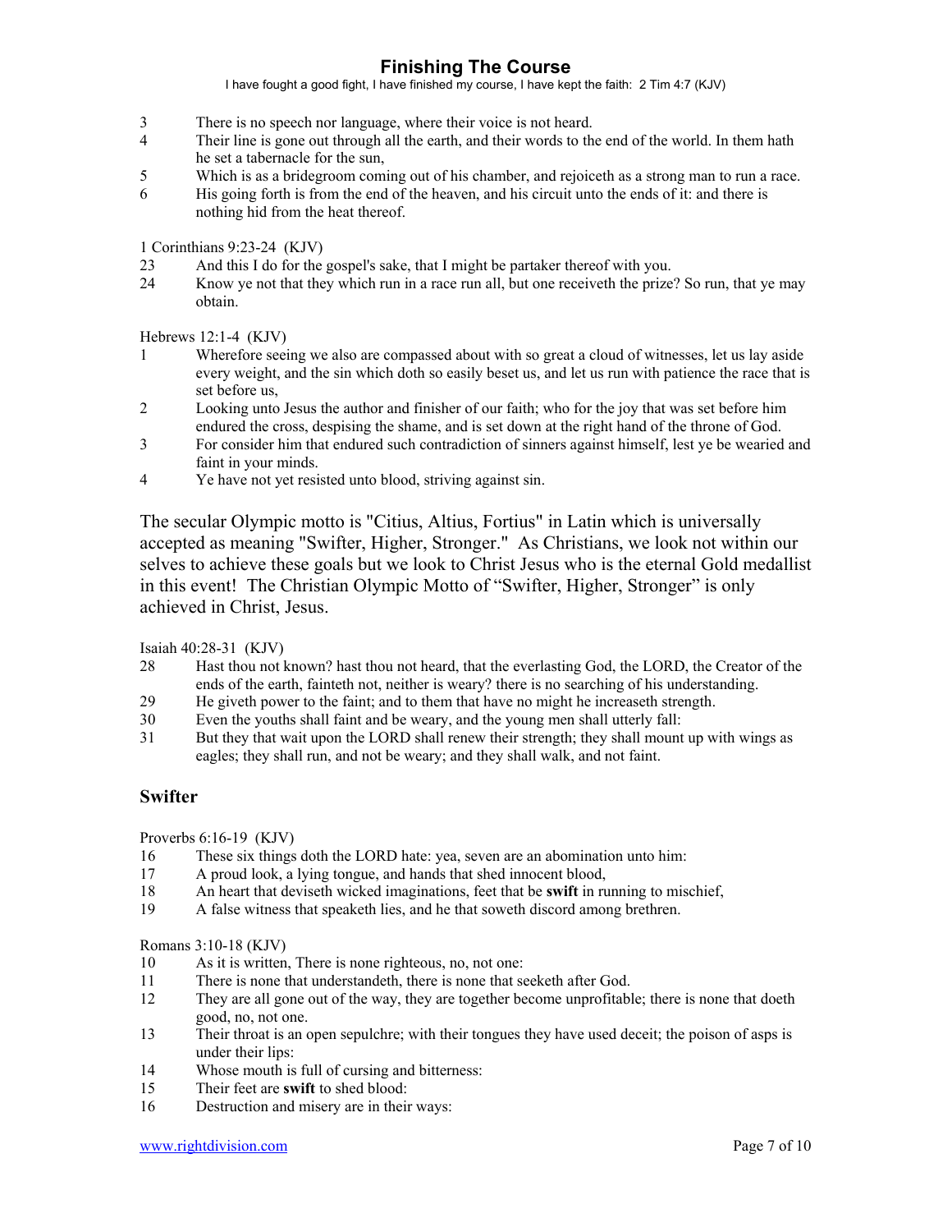3 There is no speech nor language, where their voice is not heard.
4 Their line is gone out through all the earth, and their words to the end of the world. In them hath he set a tabernacle for the sun,
5 Which is as a bridegroom coming out of his chamber, and rejoiceth as a strong man to run a race.
6 His going forth is from the end of the heaven, and his circuit unto the ends of it: and there is nothing hid from the heat thereof.

1 Corinthians 9:23-24 (KJV)
23 And this I do for the gospel's sake, that I might be partaker thereof with you.
24 Know ye not that they which run in a race run all, but one receiveth the prize? So run, that ye may obtain.

Hebrews 12:1-4 (KJV)
1 Wherefore seeing we also are compassed about with so great a cloud of witnesses, let us lay aside every weight, and the sin which doth so easily beset us, and let us run with patience the race that is set before us,
2 Looking unto Jesus the author and finisher of our faith; who for the joy that was set before him endured the cross, despising the shame, and is set down at the right hand of the throne of God.
3 For consider him that endured such contradiction of sinners against himself, lest ye be wearied and faint in your minds.
4 Ye have not yet resisted unto blood, striving against sin.

The secular Olympic motto is "Citius, Altius, Fortius" in Latin which is universally accepted as meaning "Swifter, Higher, Stronger." As Christians, we look not within our selves to achieve these goals but we look to Christ Jesus who is the eternal Gold medallist in this event! The Christian Olympic Motto of "Swifter, Higher, Stronger" is only achieved in Christ, Jesus.

Isaiah 40:28-31 (KJV)
28 Hast thou not known? hast thou not heard, that the everlasting God, the LORD, the Creator of the ends of the earth, fainteth not, neither is weary? there is no searching of his understanding.
29 He giveth power to the faint; and to them that have no might he increaseth strength.
30 Even the youths shall faint and be weary, and the young men shall utterly fall:
31 But they that wait upon the LORD shall renew their strength; they shall mount up with wings as eagles; they shall run, and not be weary; and they shall walk, and not faint.

## Swifter

Proverbs 6:16-19 (KJV)
16 These six things doth the LORD hate: yea, seven are an abomination unto him:
17 A proud look, a lying tongue, and hands that shed innocent blood,
18 An heart that deviseth wicked imaginations, feet that be **swift** in running to mischief,
19 A false witness that speaketh lies, and he that soweth discord among brethren.

Romans 3:10-18 (KJV)
10 As it is written, There is none righteous, no, not one:
11 There is none that understandeth, there is none that seeketh after God.
12 They are all gone out of the way, they are together become unprofitable; there is none that doeth good, no, not one.
13 Their throat is an open sepulchre; with their tongues they have used deceit; the poison of asps is under their lips:
14 Whose mouth is full of cursing and bitterness:
15 Their feet are **swift** to shed blood:
16 Destruction and misery are in their ways: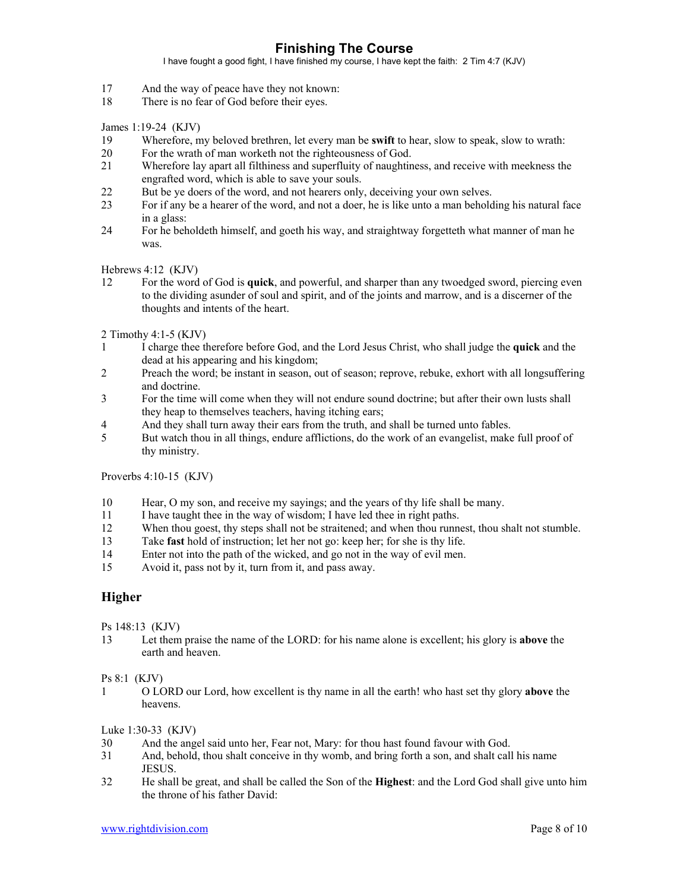17 And the way of peace have they not known:
18 There is no fear of God before their eyes.

James 1:19-24 (KJV)

19 Wherefore, my beloved brethren, let every man be **swift** to hear, slow to speak, slow to wrath:
20 For the wrath of man worketh not the righteousness of God.
21 Wherefore lay apart all filthiness and superfluity of naughtiness, and receive with meekness the engrafted word, which is able to save your souls.
22 But be ye doers of the word, and not hearers only, deceiving your own selves.
23 For if any be a hearer of the word, and not a doer, he is like unto a man beholding his natural face in a glass:
24 For he beholdeth himself, and goeth his way, and straightway forgetteth what manner of man he was.

Hebrews 4:12 (KJV)

12 For the word of God is **quick**, and powerful, and sharper than any twoedged sword, piercing even to the dividing asunder of soul and spirit, and of the joints and marrow, and is a discerner of the thoughts and intents of the heart.

2 Timothy 4:1-5 (KJV)

1 I charge thee therefore before God, and the Lord Jesus Christ, who shall judge the **quick** and the dead at his appearing and his kingdom;
2 Preach the word; be instant in season, out of season; reprove, rebuke, exhort with all longsuffering and doctrine.
3 For the time will come when they will not endure sound doctrine; but after their own lusts shall they heap to themselves teachers, having itching ears;
4 And they shall turn away their ears from the truth, and shall be turned unto fables.
5 But watch thou in all things, endure afflictions, do the work of an evangelist, make full proof of thy ministry.

Proverbs 4:10-15 (KJV)

10 Hear, O my son, and receive my sayings; and the years of thy life shall be many.
11 I have taught thee in the way of wisdom; I have led thee in right paths.
12 When thou goest, thy steps shall not be straitened; and when thou runnest, thou shalt not stumble.
13 Take **fast** hold of instruction; let her not go: keep her; for she is thy life.
14 Enter not into the path of the wicked, and go not in the way of evil men.
15 Avoid it, pass not by it, turn from it, and pass away.

## Higher

Ps 148:13 (KJV)

13 Let them praise the name of the LORD: for his name alone is excellent; his glory is **above** the earth and heaven.

Ps 8:1 (KJV)

1 O LORD our Lord, how excellent is thy name in all the earth! who hast set thy glory **above** the heavens.

Luke 1:30-33 (KJV)

30 And the angel said unto her, Fear not, Mary: for thou hast found favour with God.
31 And, behold, thou shalt conceive in thy womb, and bring forth a son, and shalt call his name JESUS.
32 He shall be great, and shall be called the Son of the **Highest**: and the Lord God shall give unto him the throne of his father David: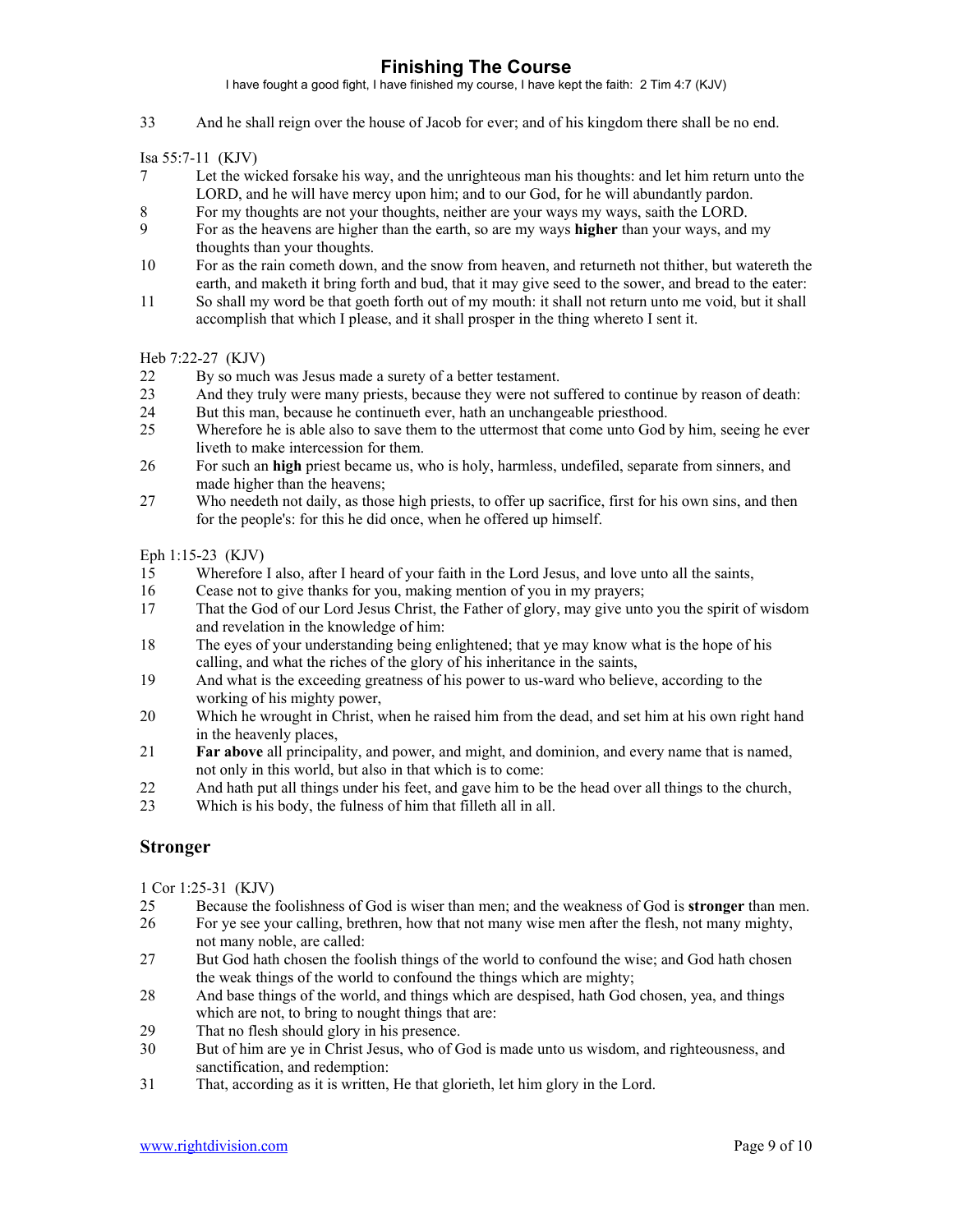33 And he shall reign over the house of Jacob for ever; and of his kingdom there shall be no end.

Isa 55:7-11 (KJV)

7 Let the wicked forsake his way, and the unrighteous man his thoughts: and let him return unto the LORD, and he will have mercy upon him; and to our God, for he will abundantly pardon.
8 For my thoughts are not your thoughts, neither are your ways my ways, saith the LORD.
9 For as the heavens are higher than the earth, so are my ways **higher** than your ways, and my thoughts than your thoughts.
10 For as the rain cometh down, and the snow from heaven, and returneth not thither, but watereth the earth, and maketh it bring forth and bud, that it may give seed to the sower, and bread to the eater:
11 So shall my word be that goeth forth out of my mouth: it shall not return unto me void, but it shall accomplish that which I please, and it shall prosper in the thing whereto I sent it.

Heb 7:22-27 (KJV)

22 By so much was Jesus made a surety of a better testament.
23 And they truly were many priests, because they were not suffered to continue by reason of death:
24 But this man, because he continueth ever, hath an unchangeable priesthood.
25 Wherefore he is able also to save them to the uttermost that come unto God by him, seeing he ever liveth to make intercession for them.
26 For such an **high** priest became us, who is holy, harmless, undefiled, separate from sinners, and made higher than the heavens;
27 Who needeth not daily, as those high priests, to offer up sacrifice, first for his own sins, and then for the people's: for this he did once, when he offered up himself.

Eph 1:15-23 (KJV)

15 Wherefore I also, after I heard of your faith in the Lord Jesus, and love unto all the saints,
16 Cease not to give thanks for you, making mention of you in my prayers;
17 That the God of our Lord Jesus Christ, the Father of glory, may give unto you the spirit of wisdom and revelation in the knowledge of him:
18 The eyes of your understanding being enlightened; that ye may know what is the hope of his calling, and what the riches of the glory of his inheritance in the saints,
19 And what is the exceeding greatness of his power to us-ward who believe, according to the working of his mighty power,
20 Which he wrought in Christ, when he raised him from the dead, and set him at his own right hand in the heavenly places,
21 **Far above** all principality, and power, and might, and dominion, and every name that is named, not only in this world, but also in that which is to come:
22 And hath put all things under his feet, and gave him to be the head over all things to the church,
23 Which is his body, the fulness of him that filleth all in all.

## Stronger

1 Cor 1:25-31 (KJV)

25 Because the foolishness of God is wiser than men; and the weakness of God is **stronger** than men.
26 For ye see your calling, brethren, how that not many wise men after the flesh, not many mighty, not many noble, are called:
27 But God hath chosen the foolish things of the world to confound the wise; and God hath chosen the weak things of the world to confound the things which are mighty;
28 And base things of the world, and things which are despised, hath God chosen, yea, and things which are not, to bring to nought things that are:
29 That no flesh should glory in his presence.
30 But of him are ye in Christ Jesus, who of God is made unto us wisdom, and righteousness, and sanctification, and redemption:
31 That, according as it is written, He that glorieth, let him glory in the Lord.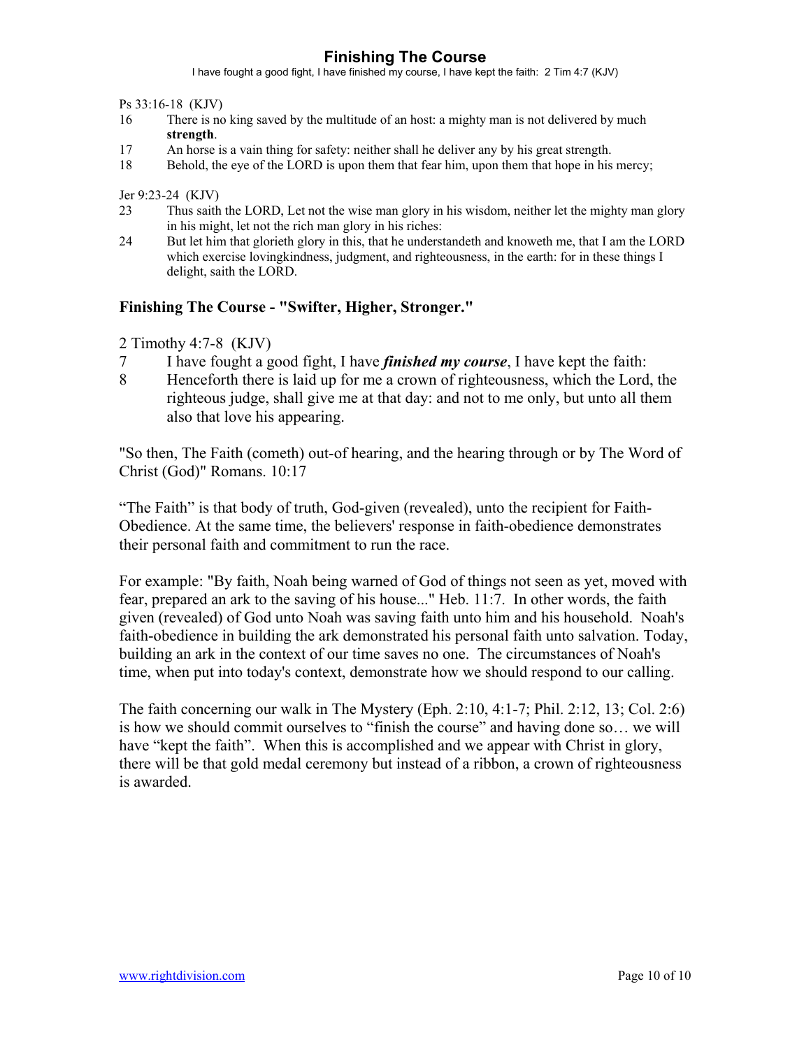Ps 33:16-18 (KJV)

16 There is no king saved by the multitude of an host: a mighty man is not delivered by much **strength**.

17 An horse is a vain thing for safety: neither shall he deliver any by his great strength.

18 Behold, the eye of the LORD is upon them that fear him, upon them that hope in his mercy;

Jer 9:23-24 (KJV)

23 Thus saith the LORD, Let not the wise man glory in his wisdom, neither let the mighty man glory in his might, let not the rich man glory in his riches:

24 But let him that glorieth glory in this, that he understandeth and knoweth me, that I am the LORD which exercise lovingkindness, judgment, and righteousness, in the earth: for in these things I delight, saith the LORD.

## Finishing The Course - "Swifter, Higher, Stronger."

2 Timothy 4:7-8 (KJV)

7 I have fought a good fight, I have ***finished my course***, I have kept the faith:

8 Henceforth there is laid up for me a crown of righteousness, which the Lord, the righteous judge, shall give me at that day: and not to me only, but unto all them also that love his appearing.

"So then, The Faith (cometh) out-of hearing, and the hearing through or by The Word of Christ (God)" Romans. 10:17

“The Faith” is that body of truth, God-given (revealed), unto the recipient for Faith-Obedience. At the same time, the believers' response in faith-obedience demonstrates their personal faith and commitment to run the race.

For example: "By faith, Noah being warned of God of things not seen as yet, moved with fear, prepared an ark to the saving of his house..." Heb. 11:7. In other words, the faith given (revealed) of God unto Noah was saving faith unto him and his household. Noah's faith-obedience in building the ark demonstrated his personal faith unto salvation. Today, building an ark in the context of our time saves no one. The circumstances of Noah's time, when put into today's context, demonstrate how we should respond to our calling.

The faith concerning our walk in The Mystery (Eph. 2:10, 4:1-7; Phil. 2:12, 13; Col. 2:6) is how we should commit ourselves to “finish the course” and having done so… we will have “kept the faith”. When this is accomplished and we appear with Christ in glory, there will be that gold medal ceremony but instead of a ribbon, a crown of righteousness is awarded.